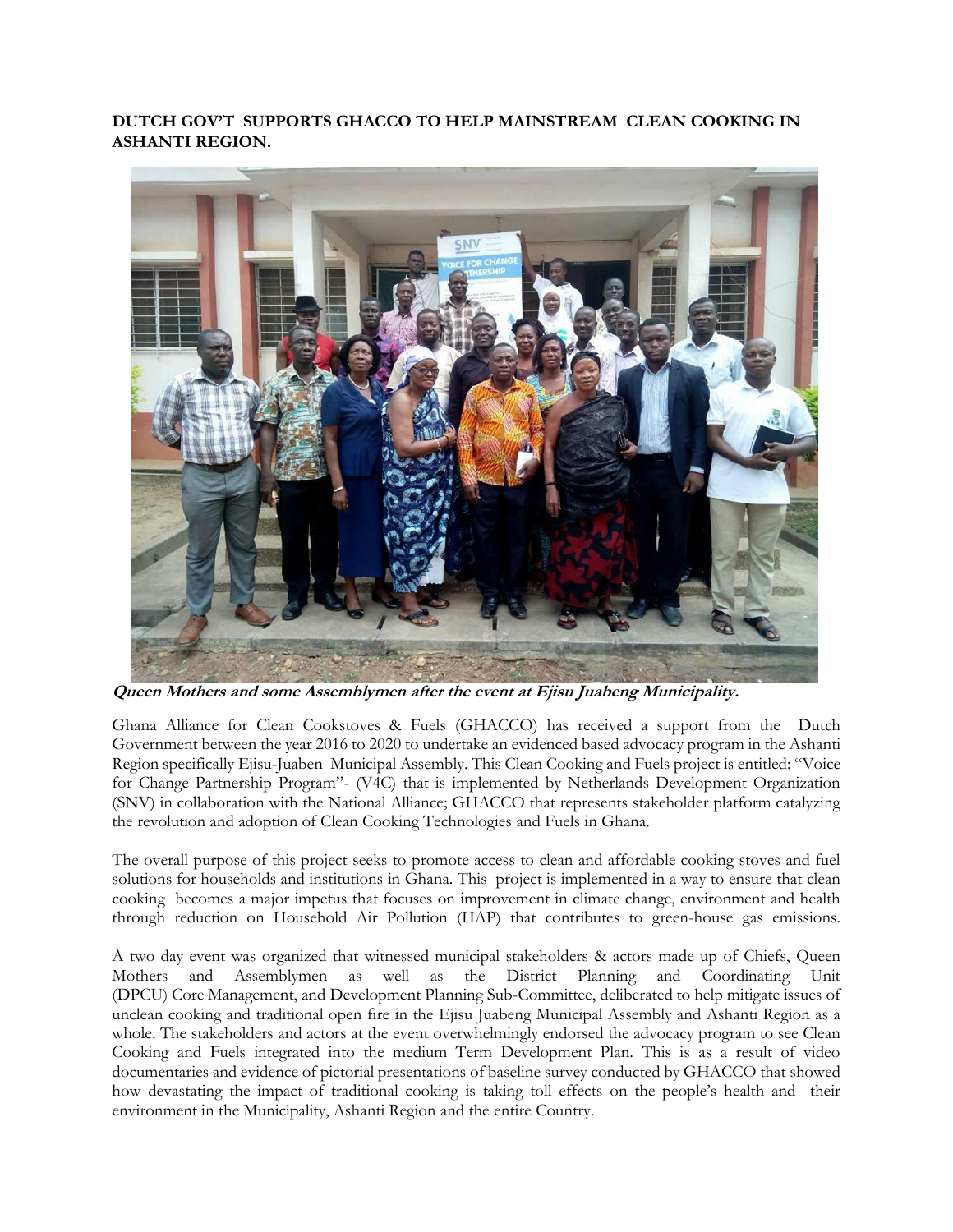**DUTCH GOV'T SUPPORTS GHACCO TO HELP MAINSTREAM CLEAN COOKING IN ASHANTI REGION.**

***Queen Mothers and some Assemblymen after the event at Ejisu Juabeng Municipality.***

Ghana Alliance for Clean Cookstoves & Fuels (GHACCO) has received a support from the Dutch Government between the year 2016 to 2020 to undertake an evidenced based advocacy program in the Ashanti Region specifically Ejisu-Juaben Municipal Assembly. This Clean Cooking and Fuels project is entitled: "Voice for Change Partnership Program"- (V4C) that is implemented by Netherlands Development Organization (SNV) in collaboration with the National Alliance; GHACCO that represents stakeholder platform catalyzing the revolution and adoption of Clean Cooking Technologies and Fuels in Ghana.

The overall purpose of this project seeks to promote access to clean and affordable cooking stoves and fuel solutions for households and institutions in Ghana. This project is implemented in a way to ensure that clean cooking becomes a major impetus that focuses on improvement in climate change, environment and health through reduction on Household Air Pollution (HAP) that contributes to green-house gas emissions.

A two day event was organized that witnessed municipal stakeholders & actors made up of Chiefs, Queen Mothers and Assemblymen as well as the District Planning and Coordinating Unit (DPCU) Core Management, and Development Planning Sub-Committee, deliberated to help mitigate issues of unclean cooking and traditional open fire in the Ejisu Juabeng Municipal Assembly and Ashanti Region as a whole. The stakeholders and actors at the event overwhelmingly endorsed the advocacy program to see Clean Cooking and Fuels integrated into the medium Term Development Plan. This is as a result of video documentaries and evidence of pictorial presentations of baseline survey conducted by GHACCO that showed how devastating the impact of traditional cooking is taking toll effects on the people's health and their environment in the Municipality, Ashanti Region and the entire Country.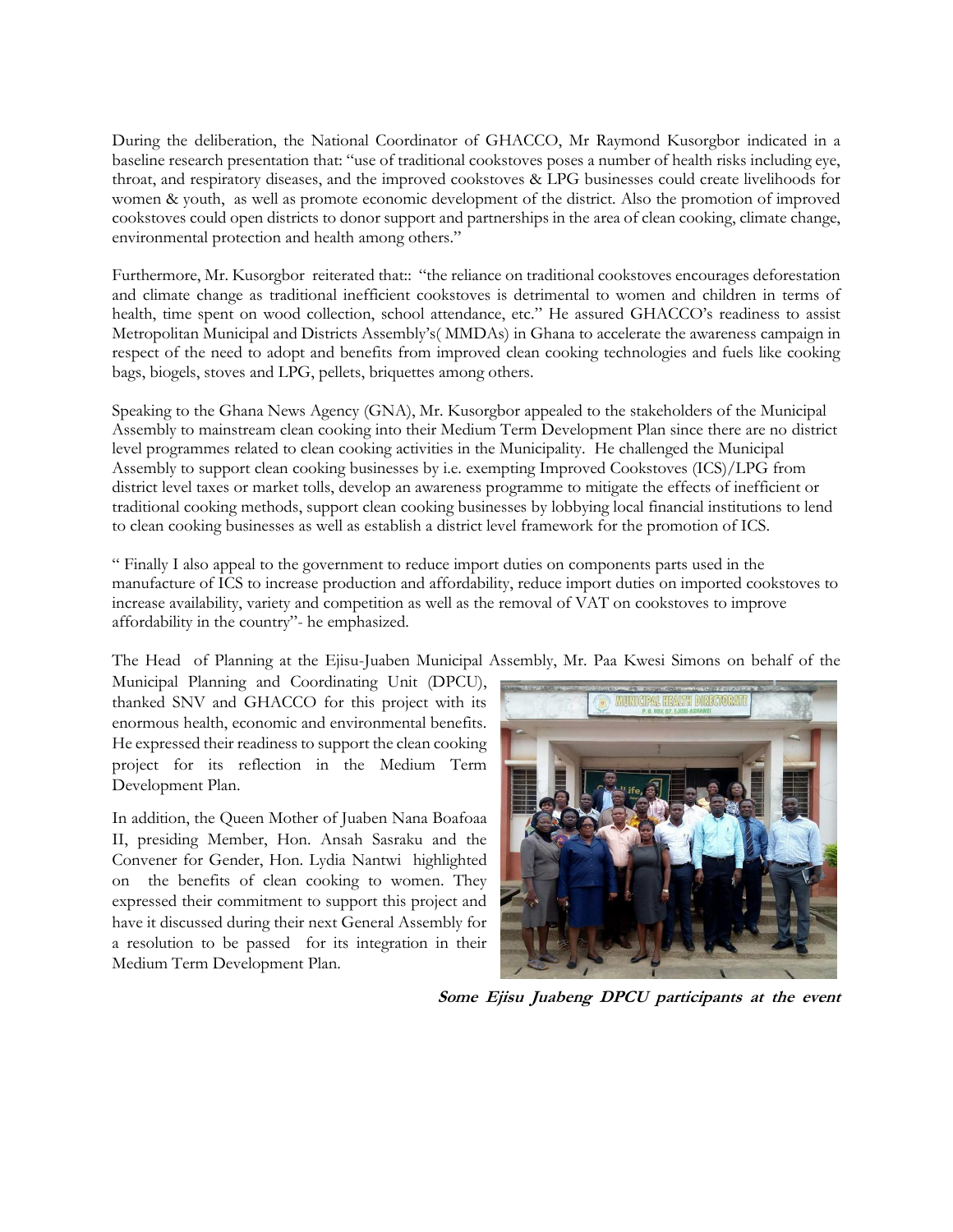During the deliberation, the National Coordinator of GHACCO, Mr Raymond Kusorgbor indicated in a baseline research presentation that: "use of traditional cookstoves poses a number of health risks including eye, throat, and respiratory diseases, and the improved cookstoves & LPG businesses could create livelihoods for women & youth, as well as promote economic development of the district. Also the promotion of improved cookstoves could open districts to donor support and partnerships in the area of clean cooking, climate change, environmental protection and health among others."

Furthermore, Mr. Kusorgbor reiterated that:: "the reliance on traditional cookstoves encourages deforestation and climate change as traditional inefficient cookstoves is detrimental to women and children in terms of health, time spent on wood collection, school attendance, etc." He assured GHACCO's readiness to assist Metropolitan Municipal and Districts Assembly's( MMDAs) in Ghana to accelerate the awareness campaign in respect of the need to adopt and benefits from improved clean cooking technologies and fuels like cooking bags, biogels, stoves and LPG, pellets, briquettes among others.

Speaking to the Ghana News Agency (GNA), Mr. Kusorgbor appealed to the stakeholders of the Municipal Assembly to mainstream clean cooking into their Medium Term Development Plan since there are no district level programmes related to clean cooking activities in the Municipality. He challenged the Municipal Assembly to support clean cooking businesses by i.e. exempting Improved Cookstoves (ICS)/LPG from district level taxes or market tolls, develop an awareness programme to mitigate the effects of inefficient or traditional cooking methods, support clean cooking businesses by lobbying local financial institutions to lend to clean cooking businesses as well as establish a district level framework for the promotion of ICS.

" Finally I also appeal to the government to reduce import duties on components parts used in the manufacture of ICS to increase production and affordability, reduce import duties on imported cookstoves to increase availability, variety and competition as well as the removal of VAT on cookstoves to improve affordability in the country"- he emphasized.

The Head of Planning at the Ejisu-Juaben Municipal Assembly, Mr. Paa Kwesi Simons on behalf of the Municipal Planning and Coordinating Unit (DPCU), thanked SNV and GHACCO for this project with its enormous health, economic and environmental benefits. He expressed their readiness to support the clean cooking project for its reflection in the Medium Term Development Plan.

In addition, the Queen Mother of Juaben Nana Boafoaa II, presiding Member, Hon. Ansah Sasraku and the Convener for Gender, Hon. Lydia Nantwi highlighted on the benefits of clean cooking to women. They expressed their commitment to support this project and have it discussed during their next General Assembly for a resolution to be passed for its integration in their Medium Term Development Plan.

***Some Ejisu Juabeng DPCU participants at the event***